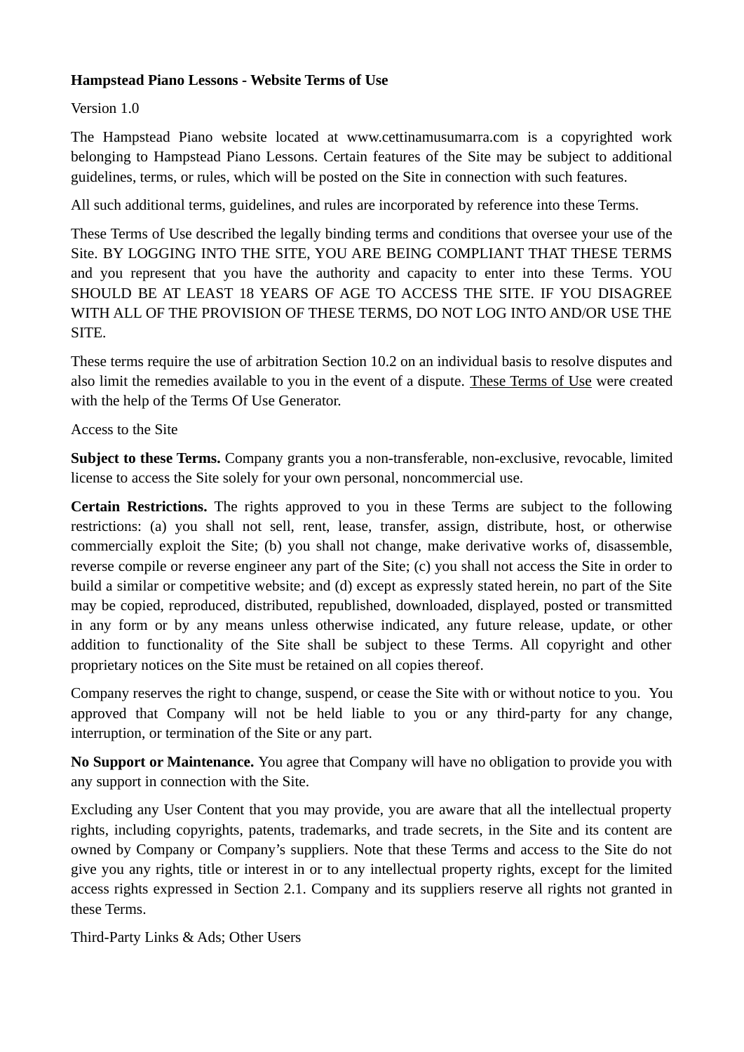**Hampstead Piano Lessons - Website Terms of Use**

Version 1.0

The Hampstead Piano website located at www.cettinamusumarra.com is a copyrighted work belonging to Hampstead Piano Lessons. Certain features of the Site may be subject to additional guidelines, terms, or rules, which will be posted on the Site in connection with such features.

All such additional terms, guidelines, and rules are incorporated by reference into these Terms.

These Terms of Use described the legally binding terms and conditions that oversee your use of the Site. BY LOGGING INTO THE SITE, YOU ARE BEING COMPLIANT THAT THESE TERMS and you represent that you have the authority and capacity to enter into these Terms. YOU SHOULD BE AT LEAST 18 YEARS OF AGE TO ACCESS THE SITE. IF YOU DISAGREE WITH ALL OF THE PROVISION OF THESE TERMS, DO NOT LOG INTO AND/OR USE THE SITE.

These terms require the use of arbitration Section 10.2 on an individual basis to resolve disputes and also limit the remedies available to you in the event of a dispute. These Terms of Use were created with the help of the Terms Of Use Generator.

Access to the Site

**Subject to these Terms.** Company grants you a non-transferable, non-exclusive, revocable, limited license to access the Site solely for your own personal, noncommercial use.

**Certain Restrictions.** The rights approved to you in these Terms are subject to the following restrictions: (a) you shall not sell, rent, lease, transfer, assign, distribute, host, or otherwise commercially exploit the Site; (b) you shall not change, make derivative works of, disassemble, reverse compile or reverse engineer any part of the Site; (c) you shall not access the Site in order to build a similar or competitive website; and (d) except as expressly stated herein, no part of the Site may be copied, reproduced, distributed, republished, downloaded, displayed, posted or transmitted in any form or by any means unless otherwise indicated, any future release, update, or other addition to functionality of the Site shall be subject to these Terms. All copyright and other proprietary notices on the Site must be retained on all copies thereof.

Company reserves the right to change, suspend, or cease the Site with or without notice to you. You approved that Company will not be held liable to you or any third-party for any change, interruption, or termination of the Site or any part.

**No Support or Maintenance.** You agree that Company will have no obligation to provide you with any support in connection with the Site.

Excluding any User Content that you may provide, you are aware that all the intellectual property rights, including copyrights, patents, trademarks, and trade secrets, in the Site and its content are owned by Company or Company's suppliers. Note that these Terms and access to the Site do not give you any rights, title or interest in or to any intellectual property rights, except for the limited access rights expressed in Section 2.1. Company and its suppliers reserve all rights not granted in these Terms.

Third-Party Links & Ads; Other Users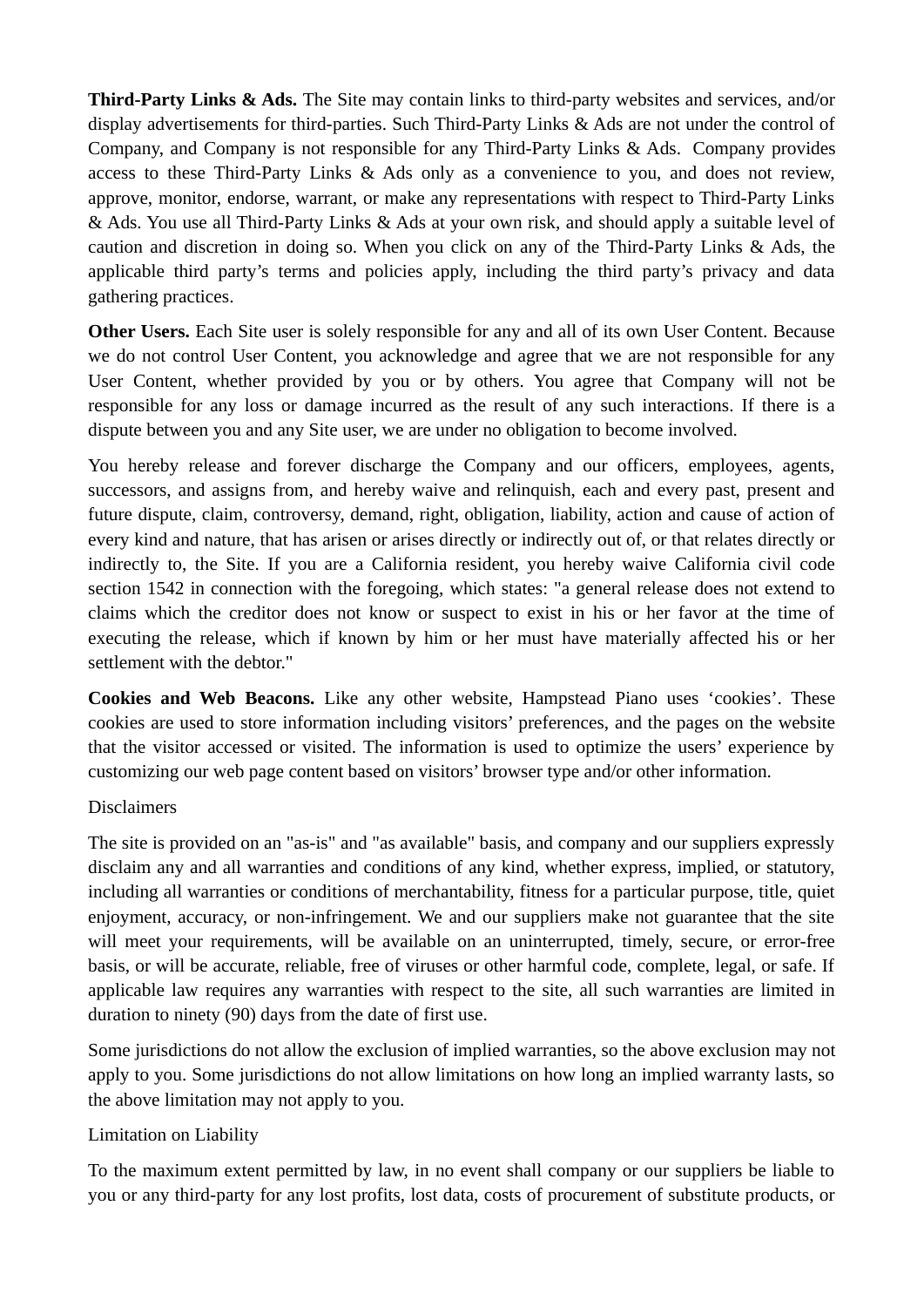**Third-Party Links & Ads.** The Site may contain links to third-party websites and services, and/or display advertisements for third-parties. Such Third-Party Links & Ads are not under the control of Company, and Company is not responsible for any Third-Party Links & Ads. Company provides access to these Third-Party Links & Ads only as a convenience to you, and does not review, approve, monitor, endorse, warrant, or make any representations with respect to Third-Party Links & Ads. You use all Third-Party Links & Ads at your own risk, and should apply a suitable level of caution and discretion in doing so. When you click on any of the Third-Party Links & Ads, the applicable third party's terms and policies apply, including the third party's privacy and data gathering practices.

**Other Users.** Each Site user is solely responsible for any and all of its own User Content. Because we do not control User Content, you acknowledge and agree that we are not responsible for any User Content, whether provided by you or by others. You agree that Company will not be responsible for any loss or damage incurred as the result of any such interactions. If there is a dispute between you and any Site user, we are under no obligation to become involved.

You hereby release and forever discharge the Company and our officers, employees, agents, successors, and assigns from, and hereby waive and relinquish, each and every past, present and future dispute, claim, controversy, demand, right, obligation, liability, action and cause of action of every kind and nature, that has arisen or arises directly or indirectly out of, or that relates directly or indirectly to, the Site. If you are a California resident, you hereby waive California civil code section 1542 in connection with the foregoing, which states: "a general release does not extend to claims which the creditor does not know or suspect to exist in his or her favor at the time of executing the release, which if known by him or her must have materially affected his or her settlement with the debtor."

**Cookies and Web Beacons.** Like any other website, Hampstead Piano uses 'cookies'. These cookies are used to store information including visitors' preferences, and the pages on the website that the visitor accessed or visited. The information is used to optimize the users' experience by customizing our web page content based on visitors' browser type and/or other information.

Disclaimers

The site is provided on an "as-is" and "as available" basis, and company and our suppliers expressly disclaim any and all warranties and conditions of any kind, whether express, implied, or statutory, including all warranties or conditions of merchantability, fitness for a particular purpose, title, quiet enjoyment, accuracy, or non-infringement. We and our suppliers make not guarantee that the site will meet your requirements, will be available on an uninterrupted, timely, secure, or error-free basis, or will be accurate, reliable, free of viruses or other harmful code, complete, legal, or safe. If applicable law requires any warranties with respect to the site, all such warranties are limited in duration to ninety (90) days from the date of first use.

Some jurisdictions do not allow the exclusion of implied warranties, so the above exclusion may not apply to you. Some jurisdictions do not allow limitations on how long an implied warranty lasts, so the above limitation may not apply to you.

Limitation on Liability

To the maximum extent permitted by law, in no event shall company or our suppliers be liable to you or any third-party for any lost profits, lost data, costs of procurement of substitute products, or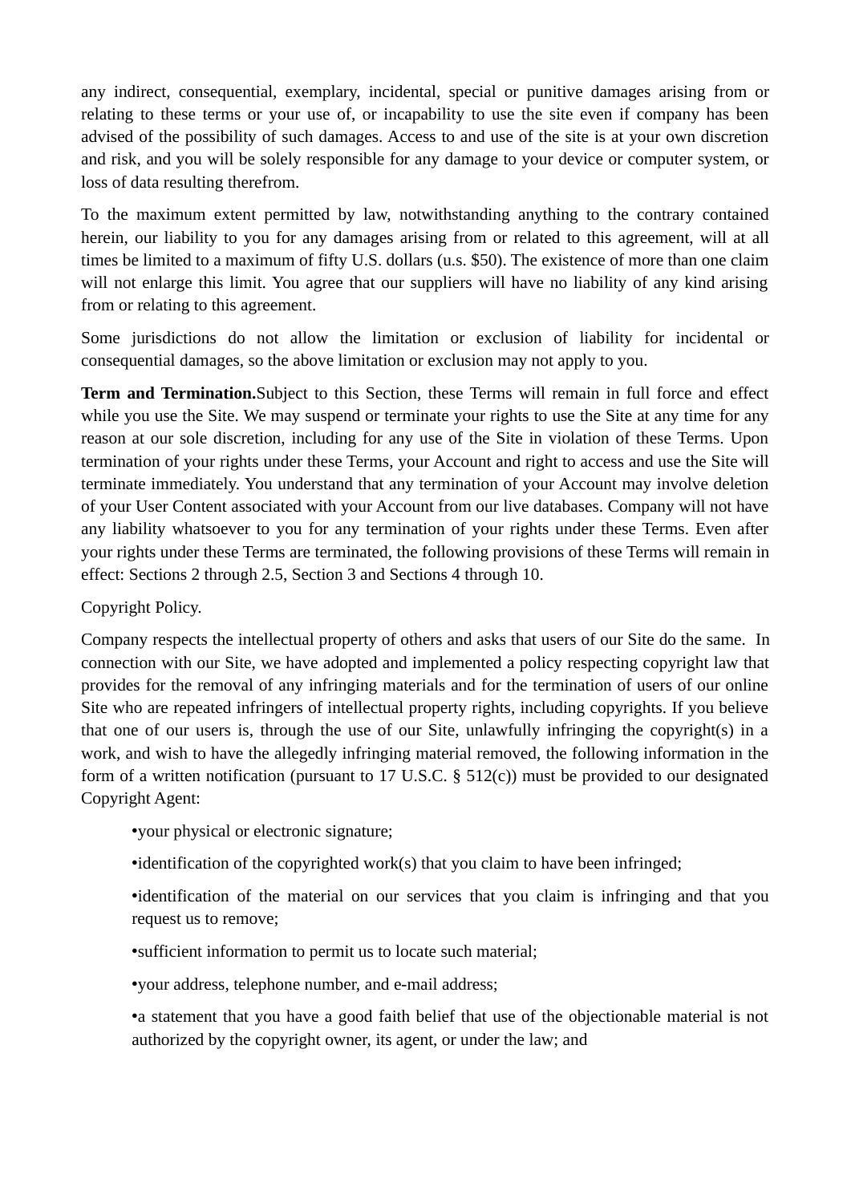any indirect, consequential, exemplary, incidental, special or punitive damages arising from or relating to these terms or your use of, or incapability to use the site even if company has been advised of the possibility of such damages. Access to and use of the site is at your own discretion and risk, and you will be solely responsible for any damage to your device or computer system, or loss of data resulting therefrom.

To the maximum extent permitted by law, notwithstanding anything to the contrary contained herein, our liability to you for any damages arising from or related to this agreement, will at all times be limited to a maximum of fifty U.S. dollars (u.s. $50). The existence of more than one claim will not enlarge this limit. You agree that our suppliers will have no liability of any kind arising from or relating to this agreement.

Some jurisdictions do not allow the limitation or exclusion of liability for incidental or consequential damages, so the above limitation or exclusion may not apply to you.

**Term and Termination.**Subject to this Section, these Terms will remain in full force and effect while you use the Site. We may suspend or terminate your rights to use the Site at any time for any reason at our sole discretion, including for any use of the Site in violation of these Terms. Upon termination of your rights under these Terms, your Account and right to access and use the Site will terminate immediately. You understand that any termination of your Account may involve deletion of your User Content associated with your Account from our live databases. Company will not have any liability whatsoever to you for any termination of your rights under these Terms. Even after your rights under these Terms are terminated, the following provisions of these Terms will remain in effect: Sections 2 through 2.5, Section 3 and Sections 4 through 10.

Copyright Policy.

Company respects the intellectual property of others and asks that users of our Site do the same. In connection with our Site, we have adopted and implemented a policy respecting copyright law that provides for the removal of any infringing materials and for the termination of users of our online Site who are repeated infringers of intellectual property rights, including copyrights. If you believe that one of our users is, through the use of our Site, unlawfully infringing the copyright(s) in a work, and wish to have the allegedly infringing material removed, the following information in the form of a written notification (pursuant to 17 U.S.C. § 512(c)) must be provided to our designated Copyright Agent:

- your physical or electronic signature;
- identification of the copyrighted work(s) that you claim to have been infringed;
- identification of the material on our services that you claim is infringing and that you request us to remove;
- sufficient information to permit us to locate such material;
- your address, telephone number, and e-mail address;
- a statement that you have a good faith belief that use of the objectionable material is not authorized by the copyright owner, its agent, or under the law; and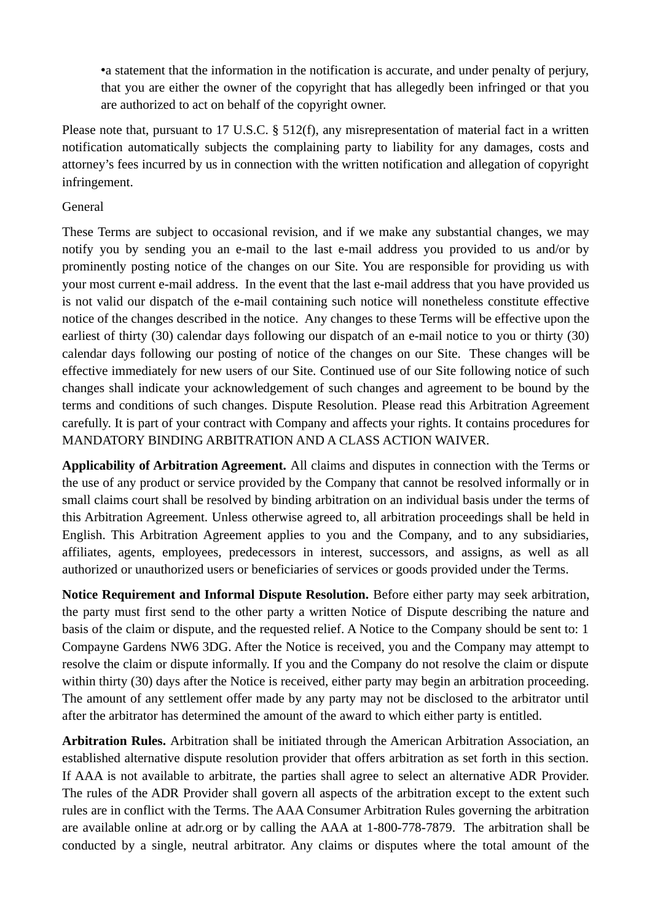- a statement that the information in the notification is accurate, and under penalty of perjury, that you are either the owner of the copyright that has allegedly been infringed or that you are authorized to act on behalf of the copyright owner.

Please note that, pursuant to 17 U.S.C. § 512(f), any misrepresentation of material fact in a written notification automatically subjects the complaining party to liability for any damages, costs and attorney's fees incurred by us in connection with the written notification and allegation of copyright infringement.

General

These Terms are subject to occasional revision, and if we make any substantial changes, we may notify you by sending you an e-mail to the last e-mail address you provided to us and/or by prominently posting notice of the changes on our Site. You are responsible for providing us with your most current e-mail address. In the event that the last e-mail address that you have provided us is not valid our dispatch of the e-mail containing such notice will nonetheless constitute effective notice of the changes described in the notice. Any changes to these Terms will be effective upon the earliest of thirty (30) calendar days following our dispatch of an e-mail notice to you or thirty (30) calendar days following our posting of notice of the changes on our Site. These changes will be effective immediately for new users of our Site. Continued use of our Site following notice of such changes shall indicate your acknowledgement of such changes and agreement to be bound by the terms and conditions of such changes. Dispute Resolution. Please read this Arbitration Agreement carefully. It is part of your contract with Company and affects your rights. It contains procedures for MANDATORY BINDING ARBITRATION AND A CLASS ACTION WAIVER.

**Applicability of Arbitration Agreement.** All claims and disputes in connection with the Terms or the use of any product or service provided by the Company that cannot be resolved informally or in small claims court shall be resolved by binding arbitration on an individual basis under the terms of this Arbitration Agreement. Unless otherwise agreed to, all arbitration proceedings shall be held in English. This Arbitration Agreement applies to you and the Company, and to any subsidiaries, affiliates, agents, employees, predecessors in interest, successors, and assigns, as well as all authorized or unauthorized users or beneficiaries of services or goods provided under the Terms.

**Notice Requirement and Informal Dispute Resolution.** Before either party may seek arbitration, the party must first send to the other party a written Notice of Dispute describing the nature and basis of the claim or dispute, and the requested relief. A Notice to the Company should be sent to: 1 Compayne Gardens NW6 3DG. After the Notice is received, you and the Company may attempt to resolve the claim or dispute informally. If you and the Company do not resolve the claim or dispute within thirty (30) days after the Notice is received, either party may begin an arbitration proceeding. The amount of any settlement offer made by any party may not be disclosed to the arbitrator until after the arbitrator has determined the amount of the award to which either party is entitled.

**Arbitration Rules.** Arbitration shall be initiated through the American Arbitration Association, an established alternative dispute resolution provider that offers arbitration as set forth in this section. If AAA is not available to arbitrate, the parties shall agree to select an alternative ADR Provider. The rules of the ADR Provider shall govern all aspects of the arbitration except to the extent such rules are in conflict with the Terms. The AAA Consumer Arbitration Rules governing the arbitration are available online at adr.org or by calling the AAA at 1-800-778-7879. The arbitration shall be conducted by a single, neutral arbitrator. Any claims or disputes where the total amount of the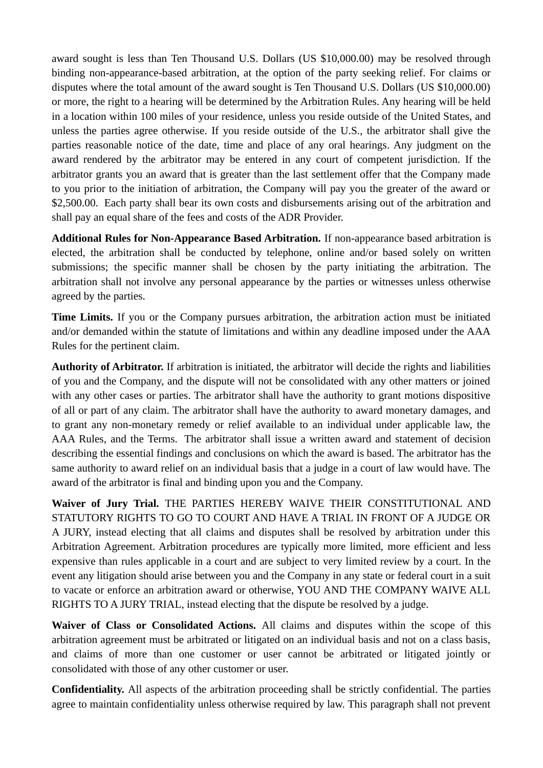award sought is less than Ten Thousand U.S. Dollars (US $10,000.00) may be resolved through binding non-appearance-based arbitration, at the option of the party seeking relief. For claims or disputes where the total amount of the award sought is Ten Thousand U.S. Dollars (US $10,000.00) or more, the right to a hearing will be determined by the Arbitration Rules. Any hearing will be held in a location within 100 miles of your residence, unless you reside outside of the United States, and unless the parties agree otherwise. If you reside outside of the U.S., the arbitrator shall give the parties reasonable notice of the date, time and place of any oral hearings. Any judgment on the award rendered by the arbitrator may be entered in any court of competent jurisdiction. If the arbitrator grants you an award that is greater than the last settlement offer that the Company made to you prior to the initiation of arbitration, the Company will pay you the greater of the award or $2,500.00. Each party shall bear its own costs and disbursements arising out of the arbitration and shall pay an equal share of the fees and costs of the ADR Provider.

**Additional Rules for Non-Appearance Based Arbitration.** If non-appearance based arbitration is elected, the arbitration shall be conducted by telephone, online and/or based solely on written submissions; the specific manner shall be chosen by the party initiating the arbitration. The arbitration shall not involve any personal appearance by the parties or witnesses unless otherwise agreed by the parties.

**Time Limits.** If you or the Company pursues arbitration, the arbitration action must be initiated and/or demanded within the statute of limitations and within any deadline imposed under the AAA Rules for the pertinent claim.

**Authority of Arbitrator.** If arbitration is initiated, the arbitrator will decide the rights and liabilities of you and the Company, and the dispute will not be consolidated with any other matters or joined with any other cases or parties. The arbitrator shall have the authority to grant motions dispositive of all or part of any claim. The arbitrator shall have the authority to award monetary damages, and to grant any non-monetary remedy or relief available to an individual under applicable law, the AAA Rules, and the Terms. The arbitrator shall issue a written award and statement of decision describing the essential findings and conclusions on which the award is based. The arbitrator has the same authority to award relief on an individual basis that a judge in a court of law would have. The award of the arbitrator is final and binding upon you and the Company.

**Waiver of Jury Trial.** THE PARTIES HEREBY WAIVE THEIR CONSTITUTIONAL AND STATUTORY RIGHTS TO GO TO COURT AND HAVE A TRIAL IN FRONT OF A JUDGE OR A JURY, instead electing that all claims and disputes shall be resolved by arbitration under this Arbitration Agreement. Arbitration procedures are typically more limited, more efficient and less expensive than rules applicable in a court and are subject to very limited review by a court. In the event any litigation should arise between you and the Company in any state or federal court in a suit to vacate or enforce an arbitration award or otherwise, YOU AND THE COMPANY WAIVE ALL RIGHTS TO A JURY TRIAL, instead electing that the dispute be resolved by a judge.

**Waiver of Class or Consolidated Actions.** All claims and disputes within the scope of this arbitration agreement must be arbitrated or litigated on an individual basis and not on a class basis, and claims of more than one customer or user cannot be arbitrated or litigated jointly or consolidated with those of any other customer or user.

**Confidentiality.** All aspects of the arbitration proceeding shall be strictly confidential. The parties agree to maintain confidentiality unless otherwise required by law. This paragraph shall not prevent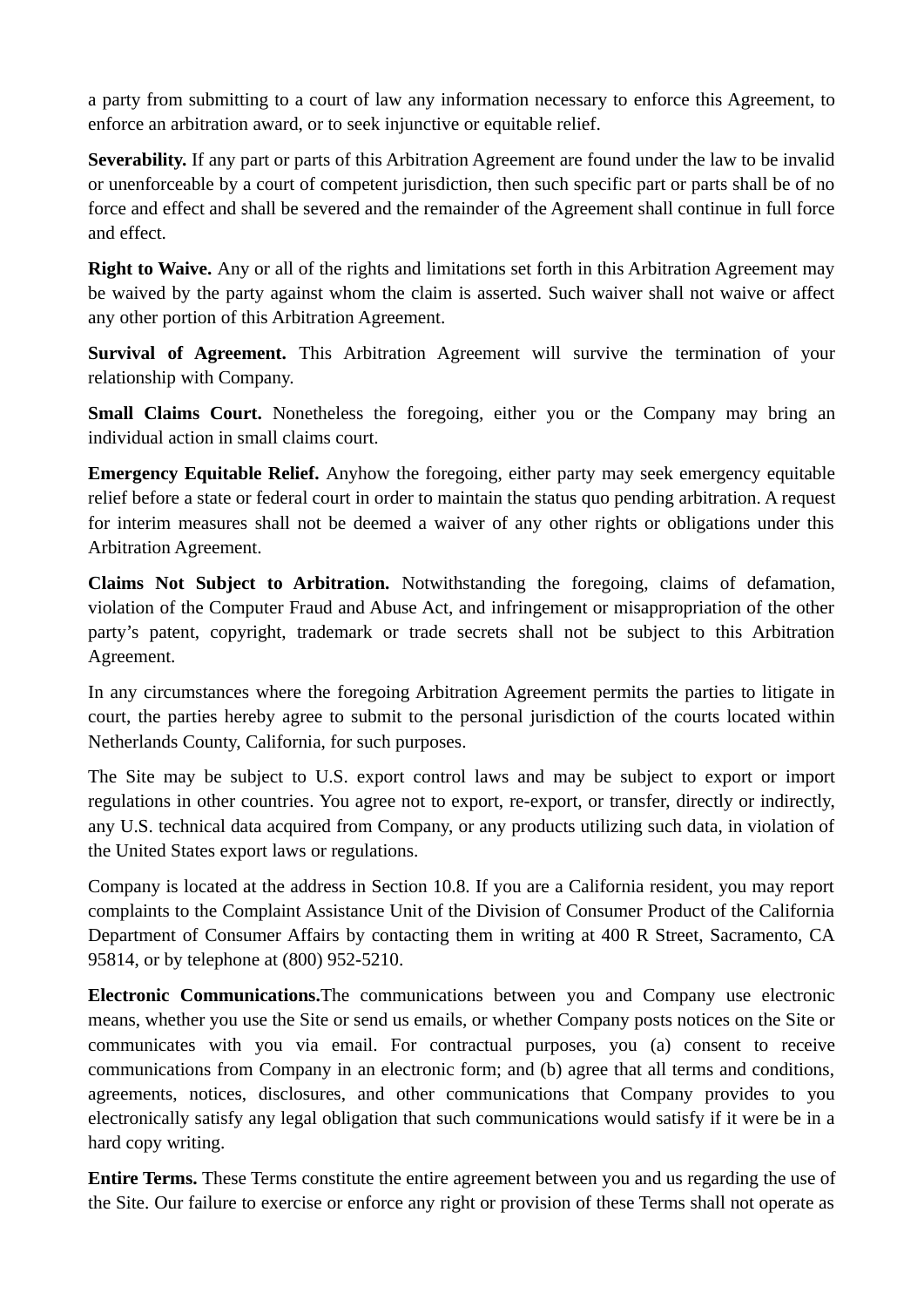a party from submitting to a court of law any information necessary to enforce this Agreement, to enforce an arbitration award, or to seek injunctive or equitable relief.

**Severability.** If any part or parts of this Arbitration Agreement are found under the law to be invalid or unenforceable by a court of competent jurisdiction, then such specific part or parts shall be of no force and effect and shall be severed and the remainder of the Agreement shall continue in full force and effect.

**Right to Waive.** Any or all of the rights and limitations set forth in this Arbitration Agreement may be waived by the party against whom the claim is asserted. Such waiver shall not waive or affect any other portion of this Arbitration Agreement.

**Survival of Agreement.** This Arbitration Agreement will survive the termination of your relationship with Company.

**Small Claims Court.** Nonetheless the foregoing, either you or the Company may bring an individual action in small claims court.

**Emergency Equitable Relief.** Anyhow the foregoing, either party may seek emergency equitable relief before a state or federal court in order to maintain the status quo pending arbitration. A request for interim measures shall not be deemed a waiver of any other rights or obligations under this Arbitration Agreement.

**Claims Not Subject to Arbitration.** Notwithstanding the foregoing, claims of defamation, violation of the Computer Fraud and Abuse Act, and infringement or misappropriation of the other party's patent, copyright, trademark or trade secrets shall not be subject to this Arbitration Agreement.

In any circumstances where the foregoing Arbitration Agreement permits the parties to litigate in court, the parties hereby agree to submit to the personal jurisdiction of the courts located within Netherlands County, California, for such purposes.

The Site may be subject to U.S. export control laws and may be subject to export or import regulations in other countries. You agree not to export, re-export, or transfer, directly or indirectly, any U.S. technical data acquired from Company, or any products utilizing such data, in violation of the United States export laws or regulations.

Company is located at the address in Section 10.8. If you are a California resident, you may report complaints to the Complaint Assistance Unit of the Division of Consumer Product of the California Department of Consumer Affairs by contacting them in writing at 400 R Street, Sacramento, CA 95814, or by telephone at (800) 952-5210.

**Electronic Communications.**The communications between you and Company use electronic means, whether you use the Site or send us emails, or whether Company posts notices on the Site or communicates with you via email. For contractual purposes, you (a) consent to receive communications from Company in an electronic form; and (b) agree that all terms and conditions, agreements, notices, disclosures, and other communications that Company provides to you electronically satisfy any legal obligation that such communications would satisfy if it were be in a hard copy writing.

**Entire Terms.** These Terms constitute the entire agreement between you and us regarding the use of the Site. Our failure to exercise or enforce any right or provision of these Terms shall not operate as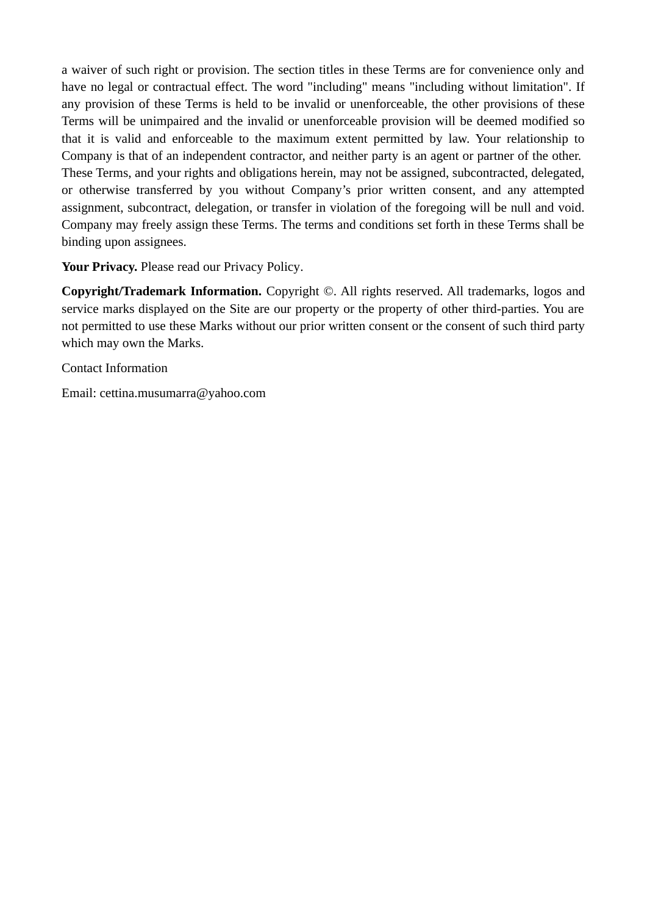a waiver of such right or provision. The section titles in these Terms are for convenience only and have no legal or contractual effect. The word "including" means "including without limitation". If any provision of these Terms is held to be invalid or unenforceable, the other provisions of these Terms will be unimpaired and the invalid or unenforceable provision will be deemed modified so that it is valid and enforceable to the maximum extent permitted by law. Your relationship to Company is that of an independent contractor, and neither party is an agent or partner of the other. These Terms, and your rights and obligations herein, may not be assigned, subcontracted, delegated, or otherwise transferred by you without Company's prior written consent, and any attempted assignment, subcontract, delegation, or transfer in violation of the foregoing will be null and void. Company may freely assign these Terms. The terms and conditions set forth in these Terms shall be binding upon assignees.

**Your Privacy.** Please read our Privacy Policy.

**Copyright/Trademark Information.** Copyright ©. All rights reserved. All trademarks, logos and service marks displayed on the Site are our property or the property of other third-parties. You are not permitted to use these Marks without our prior written consent or the consent of such third party which may own the Marks.

Contact Information

Email: cettina.musumarra@yahoo.com